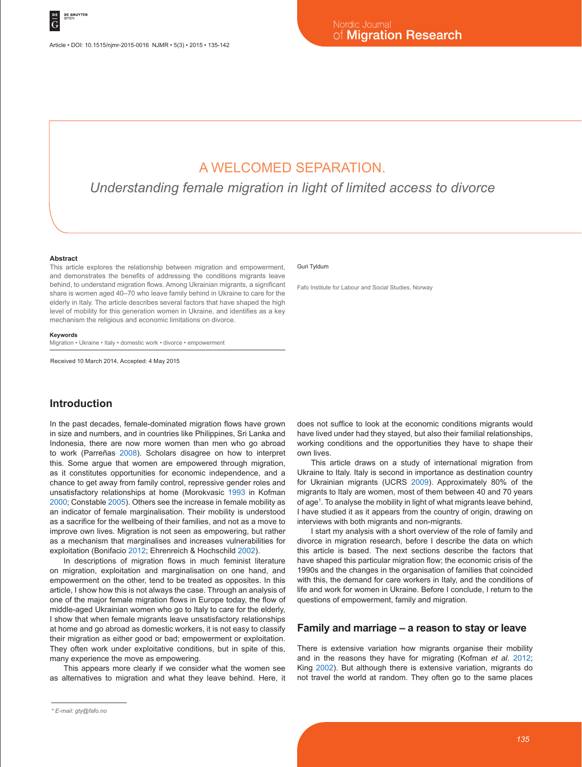# A WELCOMED SEPARATION.

## *Understanding female migration in light of limited access to divorce*

Guri Tyldum

Fafo Institute for Labour and Social Studies, Norway

### Abstract

This article explores the relationship between migration and empowerment, and demonstrates the benefits of addressing the conditions migrants leave behind, to understand migration flows. Among Ukrainian migrants, a significant share is women aged 40–70 who leave family behind in Ukraine to care for the elderly in Italy. The article describes several factors that have shaped the high level of mobility for this generation women in Ukraine, and identifies as a key mechanism the religious and economic limitations on divorce.

### Keywords

Migration • Ukraine • Italy • domestic work • divorce • empowerment

Received 10 March 2014, Accepted: 4 May 2015

## Introduction

In the past decades, female-dominated migration flows have grown in size and numbers, and in countries like Philippines, Sri Lanka and Indonesia, there are now more women than men who go abroad to work (Parreñas 2008). Scholars disagree on how to interpret this. Some argue that women are empowered through migration, as it constitutes opportunities for economic independence, and a chance to get away from family control, repressive gender roles and unsatisfactory relationships at home (Morokvasic 1993 in Kofman 2000; Constable 2005). Others see the increase in female mobility as an indicator of female marginalisation. Their mobility is understood as a sacrifice for the wellbeing of their families, and not as a move to improve own lives. Migration is not seen as empowering, but rather as a mechanism that marginalises and increases vulnerabilities for exploitation (Bonifacio 2012; Ehrenreich & Hochschild 2002).

In descriptions of migration flows in much feminist literature on migration, exploitation and marginalisation on one hand, and empowerment on the other, tend to be treated as opposites. In this article, I show how this is not always the case. Through an analysis of one of the major female migration flows in Europe today, the flow of middle-aged Ukrainian women who go to Italy to care for the elderly, I show that when female migrants leave unsatisfactory relationships at home and go abroad as domestic workers, it is not easy to classify their migration as either good or bad; empowerment or exploitation. They often work under exploitative conditions, but in spite of this, many experience the move as empowering.

This appears more clearly if we consider what the women see as alternatives to migration and what they leave behind. Here, it does not suffice to look at the economic conditions migrants would have lived under had they stayed, but also their familial relationships, working conditions and the opportunities they have to shape their own lives.

This article draws on a study of international migration from Ukraine to Italy. Italy is second in importance as destination country for Ukrainian migrants (UCRS 2009). Approximately 80% of the migrants to Italy are women, most of them between 40 and 70 years of age[1]. To analyse the mobility in light of what migrants leave behind, I have studied it as it appears from the country of origin, drawing on interviews with both migrants and non-migrants.

I start my analysis with a short overview of the role of family and divorce in migration research, before I describe the data on which this article is based. The next sections describe the factors that have shaped this particular migration flow; the economic crisis of the 1990s and the changes in the organisation of families that coincided with this, the demand for care workers in Italy, and the conditions of life and work for women in Ukraine. Before I conclude, I return to the questions of empowerment, family and migration.

## Family and marriage – a reason to stay or leave

There is extensive variation how migrants organise their mobility and in the reasons they have for migrating (Kofman *et al*. 2012; King 2002). But although there is extensive variation, migrants do not travel the world at random. They often go to the same places

\* E-mail: gty@fafo.no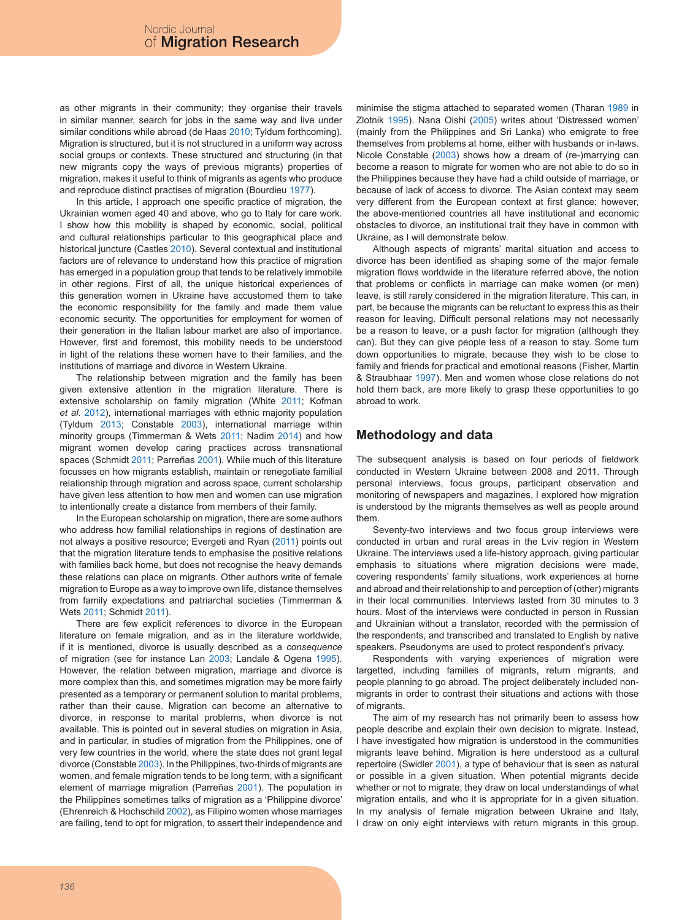as other migrants in their community; they organise their travels in similar manner, search for jobs in the same way and live under similar conditions while abroad (de Haas 2010; Tyldum forthcoming). Migration is structured, but it is not structured in a uniform way across social groups or contexts. These structured and structuring (in that new migrants copy the ways of previous migrants) properties of migration, makes it useful to think of migrants as agents who produce and reproduce distinct practises of migration (Bourdieu 1977).

In this article, I approach one specific practice of migration, the Ukrainian women aged 40 and above, who go to Italy for care work. I show how this mobility is shaped by economic, social, political and cultural relationships particular to this geographical place and historical juncture (Castles 2010). Several contextual and institutional factors are of relevance to understand how this practice of migration has emerged in a population group that tends to be relatively immobile in other regions. First of all, the unique historical experiences of this generation women in Ukraine have accustomed them to take the economic responsibility for the family and made them value economic security. The opportunities for employment for women of their generation in the Italian labour market are also of importance. However, first and foremost, this mobility needs to be understood in light of the relations these women have to their families, and the institutions of marriage and divorce in Western Ukraine.

The relationship between migration and the family has been given extensive attention in the migration literature. There is extensive scholarship on family migration (White 2011; Kofman *et al*. 2012), international marriages with ethnic majority population (Tyldum 2013; Constable 2003), international marriage within minority groups (Timmerman & Wets 2011; Nadim 2014) and how migrant women develop caring practices across transnational spaces (Schmidt 2011; Parreñas 2001). While much of this literature focusses on how migrants establish, maintain or renegotiate familial relationship through migration and across space, current scholarship have given less attention to how men and women can use migration to intentionally create a distance from members of their family.

In the European scholarship on migration, there are some authors who address how familial relationships in regions of destination are not always a positive resource; Evergeti and Ryan (2011) points out that the migration literature tends to emphasise the positive relations with families back home, but does not recognise the heavy demands these relations can place on migrants. Other authors write of female migration to Europe as a way to improve own life, distance themselves from family expectations and patriarchal societies (Timmerman & Wets 2011; Schmidt 2011).

There are few explicit references to divorce in the European literature on female migration, and as in the literature worldwide, if it is mentioned, divorce is usually described as a *consequence* of migration (see for instance Lan 2003; Landale & Ogena 1995). However, the relation between migration, marriage and divorce is more complex than this, and sometimes migration may be more fairly presented as a temporary or permanent solution to marital problems, rather than their cause. Migration can become an alternative to divorce, in response to marital problems, when divorce is not available. This is pointed out in several studies on migration in Asia, and in particular, in studies of migration from the Philippines, one of very few countries in the world, where the state does not grant legal divorce (Constable 2003). In the Philippines, two-thirds of migrants are women, and female migration tends to be long term, with a significant element of marriage migration (Parreñas 2001). The population in the Philippines sometimes talks of migration as a 'Philippine divorce' (Ehrenreich & Hochschild 2002), as Filipino women whose marriages are failing, tend to opt for migration, to assert their independence and minimise the stigma attached to separated women (Tharan 1989 in Zlotnik 1995). Nana Oishi (2005) writes about 'Distressed women' (mainly from the Philippines and Sri Lanka) who emigrate to free themselves from problems at home, either with husbands or in-laws. Nicole Constable (2003) shows how a dream of (re-)marrying can become a reason to migrate for women who are not able to do so in the Philippines because they have had a child outside of marriage, or because of lack of access to divorce. The Asian context may seem very different from the European context at first glance; however, the above-mentioned countries all have institutional and economic obstacles to divorce, an institutional trait they have in common with Ukraine, as I will demonstrate below.

Although aspects of migrants' marital situation and access to divorce has been identified as shaping some of the major female migration flows worldwide in the literature referred above, the notion that problems or conflicts in marriage can make women (or men) leave, is still rarely considered in the migration literature. This can, in part, be because the migrants can be reluctant to express this as their reason for leaving. Difficult personal relations may not necessarily be a reason to leave, or a push factor for migration (although they can). But they can give people less of a reason to stay. Some turn down opportunities to migrate, because they wish to be close to family and friends for practical and emotional reasons (Fisher, Martin & Straubhaar 1997). Men and women whose close relations do not hold them back, are more likely to grasp these opportunities to go abroad to work.

## Methodology and data

The subsequent analysis is based on four periods of fieldwork conducted in Western Ukraine between 2008 and 2011. Through personal interviews, focus groups, participant observation and monitoring of newspapers and magazines, I explored how migration is understood by the migrants themselves as well as people around them.

Seventy-two interviews and two focus group interviews were conducted in urban and rural areas in the Lviv region in Western Ukraine. The interviews used a life-history approach, giving particular emphasis to situations where migration decisions were made, covering respondents' family situations, work experiences at home and abroad and their relationship to and perception of (other) migrants in their local communities. Interviews lasted from 30 minutes to 3 hours. Most of the interviews were conducted in person in Russian and Ukrainian without a translator, recorded with the permission of the respondents, and transcribed and translated to English by native speakers. Pseudonyms are used to protect respondent's privacy.

Respondents with varying experiences of migration were targetted, including families of migrants, return migrants, and people planning to go abroad. The project deliberately included non-migrants in order to contrast their situations and actions with those of migrants.

The aim of my research has not primarily been to assess how people describe and explain their own decision to migrate. Instead, I have investigated how migration is understood in the communities migrants leave behind. Migration is here understood as a cultural repertoire (Swidler 2001), a type of behaviour that is seen as natural or possible in a given situation. When potential migrants decide whether or not to migrate, they draw on local understandings of what migration entails, and who it is appropriate for in a given situation. In my analysis of female migration between Ukraine and Italy, I draw on only eight interviews with return migrants in this group.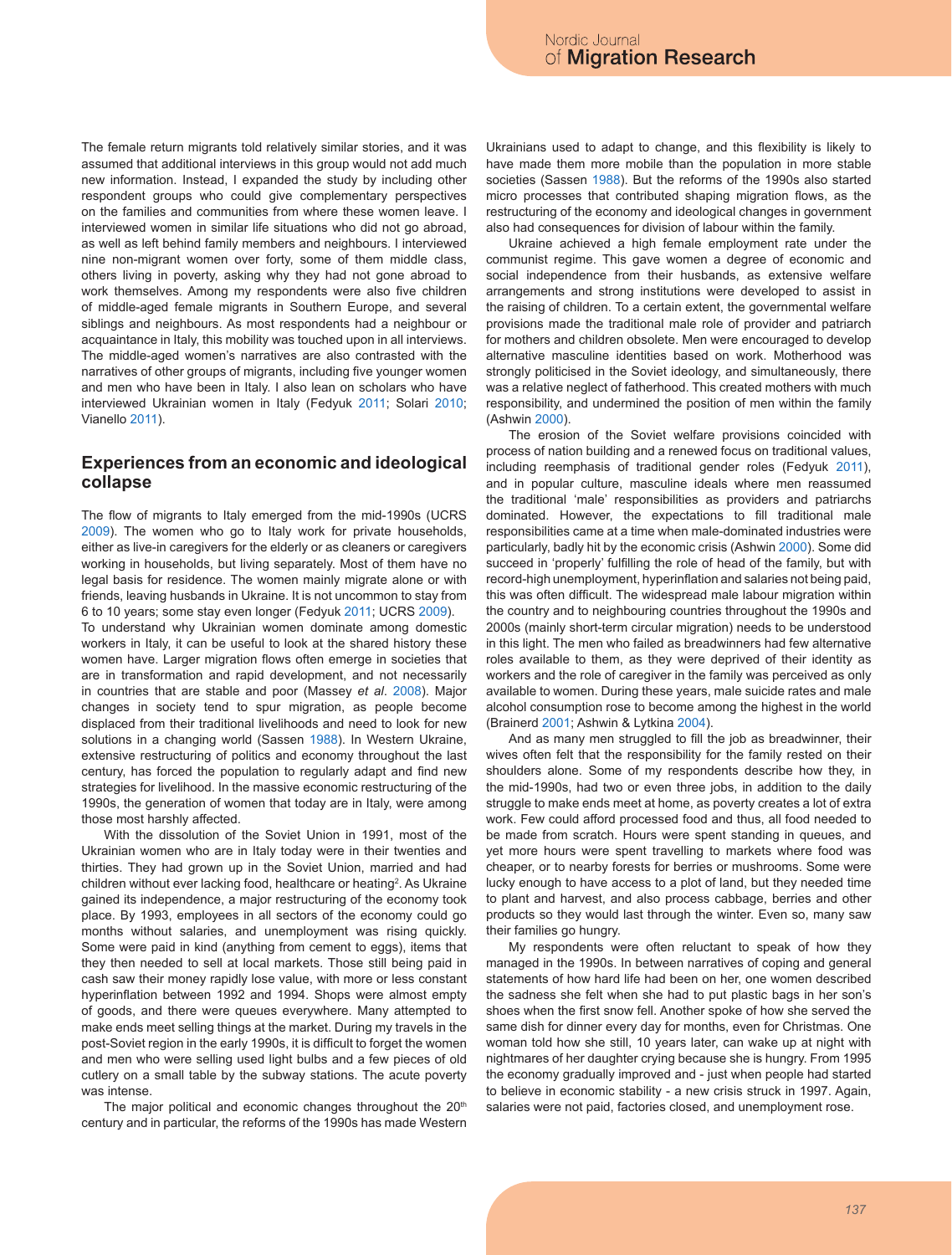The female return migrants told relatively similar stories, and it was assumed that additional interviews in this group would not add much new information. Instead, I expanded the study by including other respondent groups who could give complementary perspectives on the families and communities from where these women leave. I interviewed women in similar life situations who did not go abroad, as well as left behind family members and neighbours. I interviewed nine non-migrant women over forty, some of them middle class, others living in poverty, asking why they had not gone abroad to work themselves. Among my respondents were also five children of middle-aged female migrants in Southern Europe, and several siblings and neighbours. As most respondents had a neighbour or acquaintance in Italy, this mobility was touched upon in all interviews. The middle-aged women's narratives are also contrasted with the narratives of other groups of migrants, including five younger women and men who have been in Italy. I also lean on scholars who have interviewed Ukrainian women in Italy (Fedyuk 2011; Solari 2010; Vianello 2011).

## Experiences from an economic and ideological collapse

The flow of migrants to Italy emerged from the mid-1990s (UCRS 2009). The women who go to Italy work for private households, either as live-in caregivers for the elderly or as cleaners or caregivers working in households, but living separately. Most of them have no legal basis for residence. The women mainly migrate alone or with friends, leaving husbands in Ukraine. It is not uncommon to stay from 6 to 10 years; some stay even longer (Fedyuk 2011; UCRS 2009).

To understand why Ukrainian women dominate among domestic workers in Italy, it can be useful to look at the shared history these women have. Larger migration flows often emerge in societies that are in transformation and rapid development, and not necessarily in countries that are stable and poor (Massey *et al*. 2008). Major changes in society tend to spur migration, as people become displaced from their traditional livelihoods and need to look for new solutions in a changing world (Sassen 1988). In Western Ukraine, extensive restructuring of politics and economy throughout the last century, has forced the population to regularly adapt and find new strategies for livelihood. In the massive economic restructuring of the 1990s, the generation of women that today are in Italy, were among those most harshly affected.

With the dissolution of the Soviet Union in 1991, most of the Ukrainian women who are in Italy today were in their twenties and thirties. They had grown up in the Soviet Union, married and had children without ever lacking food, healthcare or heating[2]. As Ukraine gained its independence, a major restructuring of the economy took place. By 1993, employees in all sectors of the economy could go months without salaries, and unemployment was rising quickly. Some were paid in kind (anything from cement to eggs), items that they then needed to sell at local markets. Those still being paid in cash saw their money rapidly lose value, with more or less constant hyperinflation between 1992 and 1994. Shops were almost empty of goods, and there were queues everywhere. Many attempted to make ends meet selling things at the market. During my travels in the post-Soviet region in the early 1990s, it is difficult to forget the women and men who were selling used light bulbs and a few pieces of old cutlery on a small table by the subway stations. The acute poverty was intense.

The major political and economic changes throughout the 20th century and in particular, the reforms of the 1990s has made Western Ukrainians used to adapt to change, and this flexibility is likely to have made them more mobile than the population in more stable societies (Sassen 1988). But the reforms of the 1990s also started micro processes that contributed shaping migration flows, as the restructuring of the economy and ideological changes in government also had consequences for division of labour within the family.

Ukraine achieved a high female employment rate under the communist regime. This gave women a degree of economic and social independence from their husbands, as extensive welfare arrangements and strong institutions were developed to assist in the raising of children. To a certain extent, the governmental welfare provisions made the traditional male role of provider and patriarch for mothers and children obsolete. Men were encouraged to develop alternative masculine identities based on work. Motherhood was strongly politicised in the Soviet ideology, and simultaneously, there was a relative neglect of fatherhood. This created mothers with much responsibility, and undermined the position of men within the family (Ashwin 2000).

The erosion of the Soviet welfare provisions coincided with process of nation building and a renewed focus on traditional values, including reemphasis of traditional gender roles (Fedyuk 2011), and in popular culture, masculine ideals where men reassumed the traditional 'male' responsibilities as providers and patriarchs dominated. However, the expectations to fill traditional male responsibilities came at a time when male-dominated industries were particularly, badly hit by the economic crisis (Ashwin 2000). Some did succeed in 'properly' fulfilling the role of head of the family, but with record-high unemployment, hyperinflation and salaries not being paid, this was often difficult. The widespread male labour migration within the country and to neighbouring countries throughout the 1990s and 2000s (mainly short-term circular migration) needs to be understood in this light. The men who failed as breadwinners had few alternative roles available to them, as they were deprived of their identity as workers and the role of caregiver in the family was perceived as only available to women. During these years, male suicide rates and male alcohol consumption rose to become among the highest in the world (Brainerd 2001; Ashwin & Lytkina 2004).

And as many men struggled to fill the job as breadwinner, their wives often felt that the responsibility for the family rested on their shoulders alone. Some of my respondents describe how they, in the mid-1990s, had two or even three jobs, in addition to the daily struggle to make ends meet at home, as poverty creates a lot of extra work. Few could afford processed food and thus, all food needed to be made from scratch. Hours were spent standing in queues, and yet more hours were spent travelling to markets where food was cheaper, or to nearby forests for berries or mushrooms. Some were lucky enough to have access to a plot of land, but they needed time to plant and harvest, and also process cabbage, berries and other products so they would last through the winter. Even so, many saw their families go hungry.

My respondents were often reluctant to speak of how they managed in the 1990s. In between narratives of coping and general statements of how hard life had been on her, one women described the sadness she felt when she had to put plastic bags in her son's shoes when the first snow fell. Another spoke of how she served the same dish for dinner every day for months, even for Christmas. One woman told how she still, 10 years later, can wake up at night with nightmares of her daughter crying because she is hungry. From 1995 the economy gradually improved and - just when people had started to believe in economic stability - a new crisis struck in 1997. Again, salaries were not paid, factories closed, and unemployment rose.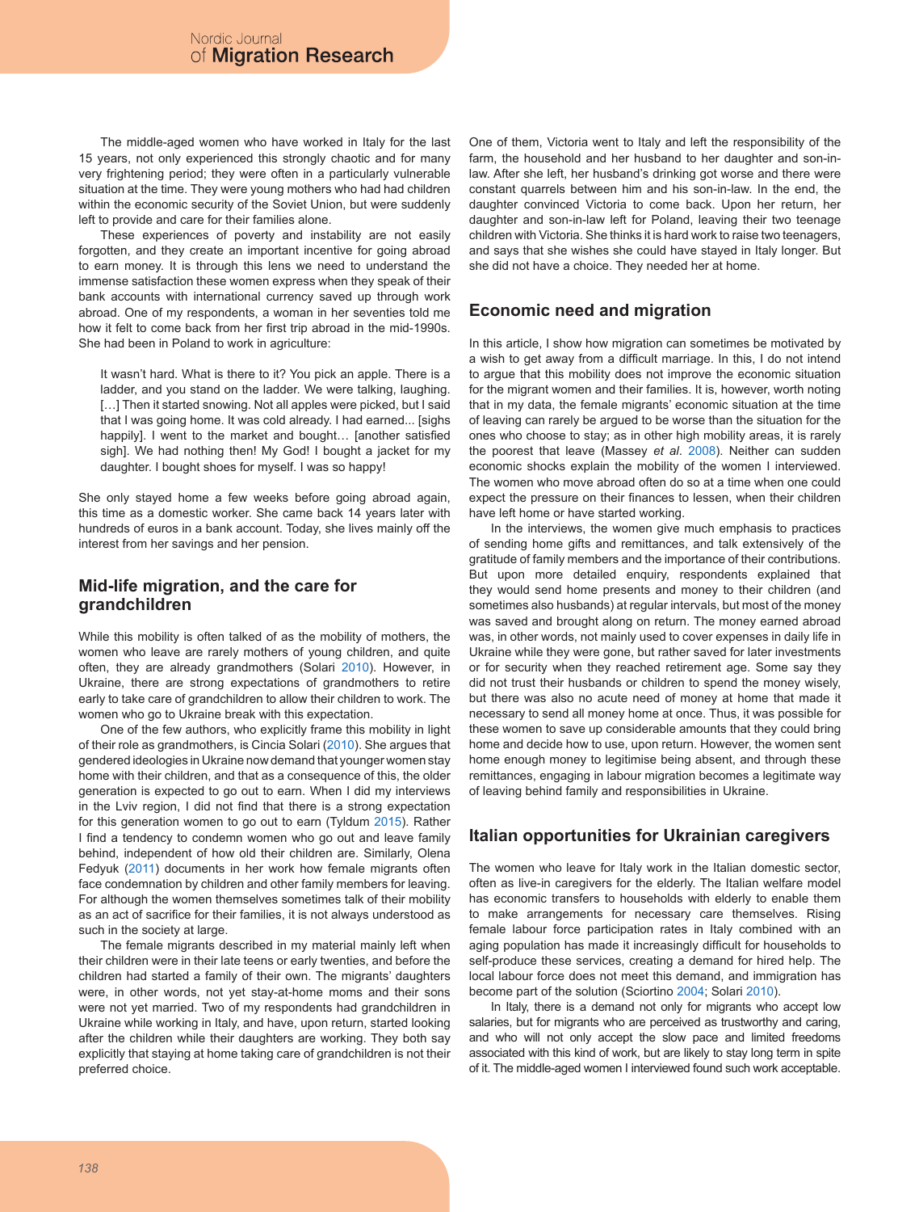The middle-aged women who have worked in Italy for the last 15 years, not only experienced this strongly chaotic and for many very frightening period; they were often in a particularly vulnerable situation at the time. They were young mothers who had had children within the economic security of the Soviet Union, but were suddenly left to provide and care for their families alone.

These experiences of poverty and instability are not easily forgotten, and they create an important incentive for going abroad to earn money. It is through this lens we need to understand the immense satisfaction these women express when they speak of their bank accounts with international currency saved up through work abroad. One of my respondents, a woman in her seventies told me how it felt to come back from her first trip abroad in the mid-1990s. She had been in Poland to work in agriculture:

> It wasn't hard. What is there to it? You pick an apple. There is a ladder, and you stand on the ladder. We were talking, laughing. […] Then it started snowing. Not all apples were picked, but I said that I was going home. It was cold already. I had earned... [sighs happily]. I went to the market and bought… [another satisfied sigh]. We had nothing then! My God! I bought a jacket for my daughter. I bought shoes for myself. I was so happy!

She only stayed home a few weeks before going abroad again, this time as a domestic worker. She came back 14 years later with hundreds of euros in a bank account. Today, she lives mainly off the interest from her savings and her pension.

## Mid-life migration, and the care for grandchildren

While this mobility is often talked of as the mobility of mothers, the women who leave are rarely mothers of young children, and quite often, they are already grandmothers (Solari 2010). However, in Ukraine, there are strong expectations of grandmothers to retire early to take care of grandchildren to allow their children to work. The women who go to Ukraine break with this expectation.

One of the few authors, who explicitly frame this mobility in light of their role as grandmothers, is Cincia Solari (2010). She argues that gendered ideologies in Ukraine now demand that younger women stay home with their children, and that as a consequence of this, the older generation is expected to go out to earn. When I did my interviews in the Lviv region, I did not find that there is a strong expectation for this generation women to go out to earn (Tyldum 2015). Rather I find a tendency to condemn women who go out and leave family behind, independent of how old their children are. Similarly, Olena Fedyuk (2011) documents in her work how female migrants often face condemnation by children and other family members for leaving. For although the women themselves sometimes talk of their mobility as an act of sacrifice for their families, it is not always understood as such in the society at large.

The female migrants described in my material mainly left when their children were in their late teens or early twenties, and before the children had started a family of their own. The migrants' daughters were, in other words, not yet stay-at-home moms and their sons were not yet married. Two of my respondents had grandchildren in Ukraine while working in Italy, and have, upon return, started looking after the children while their daughters are working. They both say explicitly that staying at home taking care of grandchildren is not their preferred choice.

One of them, Victoria went to Italy and left the responsibility of the farm, the household and her husband to her daughter and son-in-law. After she left, her husband's drinking got worse and there were constant quarrels between him and his son-in-law. In the end, the daughter convinced Victoria to come back. Upon her return, her daughter and son-in-law left for Poland, leaving their two teenage children with Victoria. She thinks it is hard work to raise two teenagers, and says that she wishes she could have stayed in Italy longer. But she did not have a choice. They needed her at home.

## Economic need and migration

In this article, I show how migration can sometimes be motivated by a wish to get away from a difficult marriage. In this, I do not intend to argue that this mobility does not improve the economic situation for the migrant women and their families. It is, however, worth noting that in my data, the female migrants' economic situation at the time of leaving can rarely be argued to be worse than the situation for the ones who choose to stay; as in other high mobility areas, it is rarely the poorest that leave (Massey *et al*. 2008). Neither can sudden economic shocks explain the mobility of the women I interviewed. The women who move abroad often do so at a time when one could expect the pressure on their finances to lessen, when their children have left home or have started working.

In the interviews, the women give much emphasis to practices of sending home gifts and remittances, and talk extensively of the gratitude of family members and the importance of their contributions. But upon more detailed enquiry, respondents explained that they would send home presents and money to their children (and sometimes also husbands) at regular intervals, but most of the money was saved and brought along on return. The money earned abroad was, in other words, not mainly used to cover expenses in daily life in Ukraine while they were gone, but rather saved for later investments or for security when they reached retirement age. Some say they did not trust their husbands or children to spend the money wisely, but there was also no acute need of money at home that made it necessary to send all money home at once. Thus, it was possible for these women to save up considerable amounts that they could bring home and decide how to use, upon return. However, the women sent home enough money to legitimise being absent, and through these remittances, engaging in labour migration becomes a legitimate way of leaving behind family and responsibilities in Ukraine.

## Italian opportunities for Ukrainian caregivers

The women who leave for Italy work in the Italian domestic sector, often as live-in caregivers for the elderly. The Italian welfare model has economic transfers to households with elderly to enable them to make arrangements for necessary care themselves. Rising female labour force participation rates in Italy combined with an aging population has made it increasingly difficult for households to self-produce these services, creating a demand for hired help. The local labour force does not meet this demand, and immigration has become part of the solution (Sciortino 2004; Solari 2010).

In Italy, there is a demand not only for migrants who accept low salaries, but for migrants who are perceived as trustworthy and caring, and who will not only accept the slow pace and limited freedoms associated with this kind of work, but are likely to stay long term in spite of it. The middle-aged women I interviewed found such work acceptable.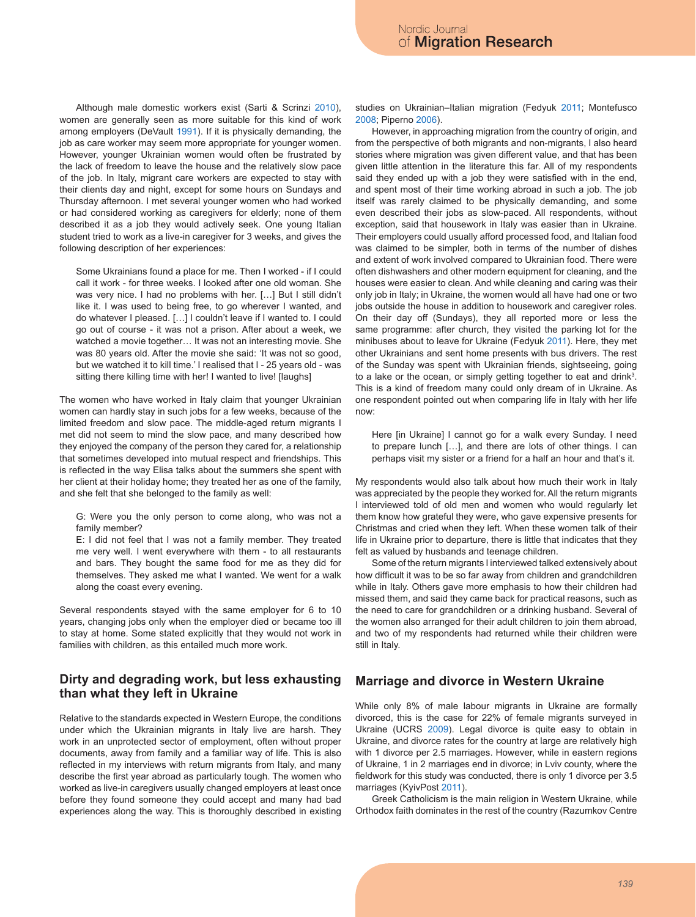Although male domestic workers exist (Sarti & Scrinzi 2010), women are generally seen as more suitable for this kind of work among employers (DeVault 1991). If it is physically demanding, the job as care worker may seem more appropriate for younger women. However, younger Ukrainian women would often be frustrated by the lack of freedom to leave the house and the relatively slow pace of the job. In Italy, migrant care workers are expected to stay with their clients day and night, except for some hours on Sundays and Thursday afternoon. I met several younger women who had worked or had considered working as caregivers for elderly; none of them described it as a job they would actively seek. One young Italian student tried to work as a live-in caregiver for 3 weeks, and gives the following description of her experiences:

> Some Ukrainians found a place for me. Then I worked - if I could call it work - for three weeks. I looked after one old woman. She was very nice. I had no problems with her. […] But I still didn't like it. I was used to being free, to go wherever I wanted, and do whatever I pleased. […] I couldn't leave if I wanted to. I could go out of course - it was not a prison. After about a week, we watched a movie together… It was not an interesting movie. She was 80 years old. After the movie she said: 'It was not so good, but we watched it to kill time.' I realised that I - 25 years old - was sitting there killing time with her! I wanted to live! [laughs]

The women who have worked in Italy claim that younger Ukrainian women can hardly stay in such jobs for a few weeks, because of the limited freedom and slow pace. The middle-aged return migrants I met did not seem to mind the slow pace, and many described how they enjoyed the company of the person they cared for, a relationship that sometimes developed into mutual respect and friendships. This is reflected in the way Elisa talks about the summers she spent with her client at their holiday home; they treated her as one of the family, and she felt that she belonged to the family as well:

> G: Were you the only person to come along, who was not a family member?
> E: I did not feel that I was not a family member. They treated me very well. I went everywhere with them - to all restaurants and bars. They bought the same food for me as they did for themselves. They asked me what I wanted. We went for a walk along the coast every evening.

Several respondents stayed with the same employer for 6 to 10 years, changing jobs only when the employer died or became too ill to stay at home. Some stated explicitly that they would not work in families with children, as this entailed much more work.

## Dirty and degrading work, but less exhausting than what they left in Ukraine

Relative to the standards expected in Western Europe, the conditions under which the Ukrainian migrants in Italy live are harsh. They work in an unprotected sector of employment, often without proper documents, away from family and a familiar way of life. This is also reflected in my interviews with return migrants from Italy, and many describe the first year abroad as particularly tough. The women who worked as live-in caregivers usually changed employers at least once before they found someone they could accept and many had bad experiences along the way. This is thoroughly described in existing studies on Ukrainian–Italian migration (Fedyuk 2011; Montefusco 2008; Piperno 2006).

However, in approaching migration from the country of origin, and from the perspective of both migrants and non-migrants, I also heard stories where migration was given different value, and that has been given little attention in the literature this far. All of my respondents said they ended up with a job they were satisfied with in the end, and spent most of their time working abroad in such a job. The job itself was rarely claimed to be physically demanding, and some even described their jobs as slow-paced. All respondents, without exception, said that housework in Italy was easier than in Ukraine. Their employers could usually afford processed food, and Italian food was claimed to be simpler, both in terms of the number of dishes and extent of work involved compared to Ukrainian food. There were often dishwashers and other modern equipment for cleaning, and the houses were easier to clean. And while cleaning and caring was their only job in Italy; in Ukraine, the women would all have had one or two jobs outside the house in addition to housework and caregiver roles. On their day off (Sundays), they all reported more or less the same programme: after church, they visited the parking lot for the minibuses about to leave for Ukraine (Fedyuk 2011). Here, they met other Ukrainians and sent home presents with bus drivers. The rest of the Sunday was spent with Ukrainian friends, sightseeing, going to a lake or the ocean, or simply getting together to eat and drink[3]. This is a kind of freedom many could only dream of in Ukraine. As one respondent pointed out when comparing life in Italy with her life now:

> Here [in Ukraine] I cannot go for a walk every Sunday. I need to prepare lunch […], and there are lots of other things. I can perhaps visit my sister or a friend for a half an hour and that's it.

My respondents would also talk about how much their work in Italy was appreciated by the people they worked for. All the return migrants I interviewed told of old men and women who would regularly let them know how grateful they were, who gave expensive presents for Christmas and cried when they left. When these women talk of their life in Ukraine prior to departure, there is little that indicates that they felt as valued by husbands and teenage children.

Some of the return migrants I interviewed talked extensively about how difficult it was to be so far away from children and grandchildren while in Italy. Others gave more emphasis to how their children had missed them, and said they came back for practical reasons, such as the need to care for grandchildren or a drinking husband. Several of the women also arranged for their adult children to join them abroad, and two of my respondents had returned while their children were still in Italy.

## Marriage and divorce in Western Ukraine

While only 8% of male labour migrants in Ukraine are formally divorced, this is the case for 22% of female migrants surveyed in Ukraine (UCRS 2009). Legal divorce is quite easy to obtain in Ukraine, and divorce rates for the country at large are relatively high with 1 divorce per 2.5 marriages. However, while in eastern regions of Ukraine, 1 in 2 marriages end in divorce; in Lviv county, where the fieldwork for this study was conducted, there is only 1 divorce per 3.5 marriages (KyivPost 2011).

Greek Catholicism is the main religion in Western Ukraine, while Orthodox faith dominates in the rest of the country (Razumkov Centre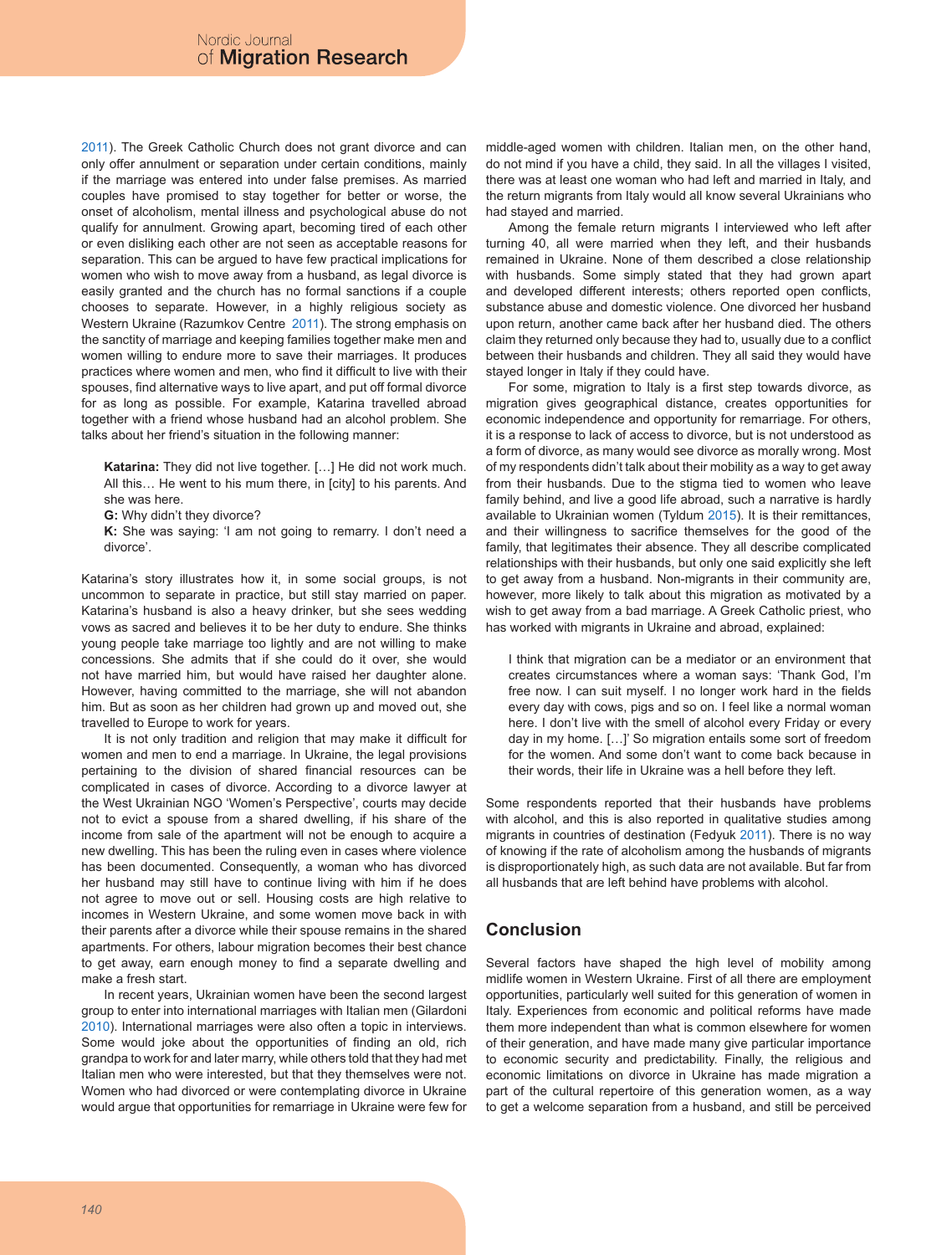2011). The Greek Catholic Church does not grant divorce and can only offer annulment or separation under certain conditions, mainly if the marriage was entered into under false premises. As married couples have promised to stay together for better or worse, the onset of alcoholism, mental illness and psychological abuse do not qualify for annulment. Growing apart, becoming tired of each other or even disliking each other are not seen as acceptable reasons for separation. This can be argued to have few practical implications for women who wish to move away from a husband, as legal divorce is easily granted and the church has no formal sanctions if a couple chooses to separate. However, in a highly religious society as Western Ukraine (Razumkov Centre 2011). The strong emphasis on the sanctity of marriage and keeping families together make men and women willing to endure more to save their marriages. It produces practices where women and men, who find it difficult to live with their spouses, find alternative ways to live apart, and put off formal divorce for as long as possible. For example, Katarina travelled abroad together with a friend whose husband had an alcohol problem. She talks about her friend's situation in the following manner:

> **Katarina:** They did not live together. […] He did not work much. All this… He went to his mum there, in [city] to his parents. And she was here.
>
> **G:** Why didn't they divorce?
>
> **K:** She was saying: 'I am not going to remarry. I don't need a divorce'.

Katarina's story illustrates how it, in some social groups, is not uncommon to separate in practice, but still stay married on paper. Katarina's husband is also a heavy drinker, but she sees wedding vows as sacred and believes it to be her duty to endure. She thinks young people take marriage too lightly and are not willing to make concessions. She admits that if she could do it over, she would not have married him, but would have raised her daughter alone. However, having committed to the marriage, she will not abandon him. But as soon as her children had grown up and moved out, she travelled to Europe to work for years.

It is not only tradition and religion that may make it difficult for women and men to end a marriage. In Ukraine, the legal provisions pertaining to the division of shared financial resources can be complicated in cases of divorce. According to a divorce lawyer at the West Ukrainian NGO 'Women's Perspective', courts may decide not to evict a spouse from a shared dwelling, if his share of the income from sale of the apartment will not be enough to acquire a new dwelling. This has been the ruling even in cases where violence has been documented. Consequently, a woman who has divorced her husband may still have to continue living with him if he does not agree to move out or sell. Housing costs are high relative to incomes in Western Ukraine, and some women move back in with their parents after a divorce while their spouse remains in the shared apartments. For others, labour migration becomes their best chance to get away, earn enough money to find a separate dwelling and make a fresh start.

In recent years, Ukrainian women have been the second largest group to enter into international marriages with Italian men (Gilardoni 2010). International marriages were also often a topic in interviews. Some would joke about the opportunities of finding an old, rich grandpa to work for and later marry, while others told that they had met Italian men who were interested, but that they themselves were not. Women who had divorced or were contemplating divorce in Ukraine would argue that opportunities for remarriage in Ukraine were few for middle-aged women with children. Italian men, on the other hand, do not mind if you have a child, they said. In all the villages I visited, there was at least one woman who had left and married in Italy, and the return migrants from Italy would all know several Ukrainians who had stayed and married.

Among the female return migrants I interviewed who left after turning 40, all were married when they left, and their husbands remained in Ukraine. None of them described a close relationship with husbands. Some simply stated that they had grown apart and developed different interests; others reported open conflicts, substance abuse and domestic violence. One divorced her husband upon return, another came back after her husband died. The others claim they returned only because they had to, usually due to a conflict between their husbands and children. They all said they would have stayed longer in Italy if they could have.

For some, migration to Italy is a first step towards divorce, as migration gives geographical distance, creates opportunities for economic independence and opportunity for remarriage. For others, it is a response to lack of access to divorce, but is not understood as a form of divorce, as many would see divorce as morally wrong. Most of my respondents didn't talk about their mobility as a way to get away from their husbands. Due to the stigma tied to women who leave family behind, and live a good life abroad, such a narrative is hardly available to Ukrainian women (Tyldum 2015). It is their remittances, and their willingness to sacrifice themselves for the good of the family, that legitimates their absence. They all describe complicated relationships with their husbands, but only one said explicitly she left to get away from a husband. Non-migrants in their community are, however, more likely to talk about this migration as motivated by a wish to get away from a bad marriage. A Greek Catholic priest, who has worked with migrants in Ukraine and abroad, explained:

> I think that migration can be a mediator or an environment that creates circumstances where a woman says: 'Thank God, I'm free now. I can suit myself. I no longer work hard in the fields every day with cows, pigs and so on. I feel like a normal woman here. I don't live with the smell of alcohol every Friday or every day in my home. […]' So migration entails some sort of freedom for the women. And some don't want to come back because in their words, their life in Ukraine was a hell before they left.

Some respondents reported that their husbands have problems with alcohol, and this is also reported in qualitative studies among migrants in countries of destination (Fedyuk 2011). There is no way of knowing if the rate of alcoholism among the husbands of migrants is disproportionately high, as such data are not available. But far from all husbands that are left behind have problems with alcohol.

## Conclusion

Several factors have shaped the high level of mobility among midlife women in Western Ukraine. First of all there are employment opportunities, particularly well suited for this generation of women in Italy. Experiences from economic and political reforms have made them more independent than what is common elsewhere for women of their generation, and have made many give particular importance to economic security and predictability. Finally, the religious and economic limitations on divorce in Ukraine has made migration a part of the cultural repertoire of this generation women, as a way to get a welcome separation from a husband, and still be perceived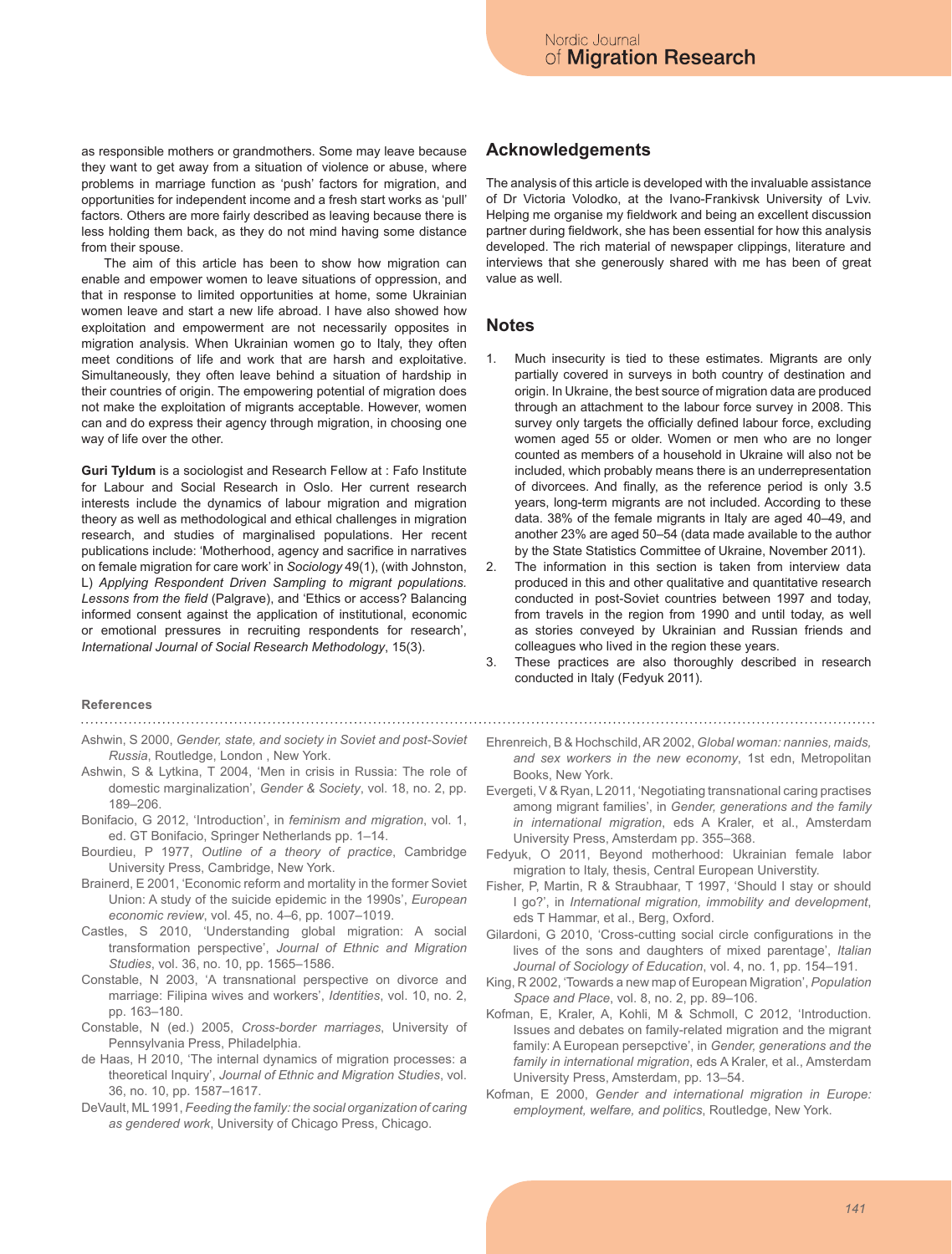as responsible mothers or grandmothers. Some may leave because they want to get away from a situation of violence or abuse, where problems in marriage function as 'push' factors for migration, and opportunities for independent income and a fresh start works as 'pull' factors. Others are more fairly described as leaving because there is less holding them back, as they do not mind having some distance from their spouse.

The aim of this article has been to show how migration can enable and empower women to leave situations of oppression, and that in response to limited opportunities at home, some Ukrainian women leave and start a new life abroad. I have also showed how exploitation and empowerment are not necessarily opposites in migration analysis. When Ukrainian women go to Italy, they often meet conditions of life and work that are harsh and exploitative. Simultaneously, they often leave behind a situation of hardship in their countries of origin. The empowering potential of migration does not make the exploitation of migrants acceptable. However, women can and do express their agency through migration, in choosing one way of life over the other.

**Guri Tyldum** is a sociologist and Research Fellow at : Fafo Institute for Labour and Social Research in Oslo. Her current research interests include the dynamics of labour migration and migration theory as well as methodological and ethical challenges in migration research, and studies of marginalised populations. Her recent publications include: 'Motherhood, agency and sacrifice in narratives on female migration for care work' in *Sociology* 49(1), (with Johnston, L) *Applying Respondent Driven Sampling to migrant populations. Lessons from the field* (Palgrave), and 'Ethics or access? Balancing informed consent against the application of institutional, economic or emotional pressures in recruiting respondents for research', *International Journal of Social Research Methodology*, 15(3).

## Acknowledgements

The analysis of this article is developed with the invaluable assistance of Dr Victoria Volodko, at the Ivano-Frankivsk University of Lviv. Helping me organise my fieldwork and being an excellent discussion partner during fieldwork, she has been essential for how this analysis developed. The rich material of newspaper clippings, literature and interviews that she generously shared with me has been of great value as well.

## Notes

1. Much insecurity is tied to these estimates. Migrants are only partially covered in surveys in both country of destination and origin. In Ukraine, the best source of migration data are produced through an attachment to the labour force survey in 2008. This survey only targets the officially defined labour force, excluding women aged 55 or older. Women or men who are no longer counted as members of a household in Ukraine will also not be included, which probably means there is an underrepresentation of divorcees. And finally, as the reference period is only 3.5 years, long-term migrants are not included. According to these data. 38% of the female migrants in Italy are aged 40–49, and another 23% are aged 50–54 (data made available to the author by the State Statistics Committee of Ukraine, November 2011).
2. The information in this section is taken from interview data produced in this and other qualitative and quantitative research conducted in post-Soviet countries between 1997 and today, from travels in the region from 1990 and until today, as well as stories conveyed by Ukrainian and Russian friends and colleagues who lived in the region these years.
3. These practices are also thoroughly described in research conducted in Italy (Fedyuk 2011).

### References

Ashwin, S 2000, *Gender, state, and society in Soviet and post-Soviet Russia*, Routledge, London , New York.

Ashwin, S & Lytkina, T 2004, 'Men in crisis in Russia: The role of domestic marginalization', *Gender & Society*, vol. 18, no. 2, pp. 189–206.

Bonifacio, G 2012, 'Introduction', in *feminism and migration*, vol. 1, ed. GT Bonifacio, Springer Netherlands pp. 1–14.

Bourdieu, P 1977, *Outline of a theory of practice*, Cambridge University Press, Cambridge, New York.

Brainerd, E 2001, 'Economic reform and mortality in the former Soviet Union: A study of the suicide epidemic in the 1990s', *European economic review*, vol. 45, no. 4–6, pp. 1007–1019.

Castles, S 2010, 'Understanding global migration: A social transformation perspective', *Journal of Ethnic and Migration Studies*, vol. 36, no. 10, pp. 1565–1586.

Constable, N 2003, 'A transnational perspective on divorce and marriage: Filipina wives and workers', *Identities*, vol. 10, no. 2, pp. 163–180.

Constable, N (ed.) 2005, *Cross-border marriages*, University of Pennsylvania Press, Philadelphia.

de Haas, H 2010, 'The internal dynamics of migration processes: a theoretical Inquiry', *Journal of Ethnic and Migration Studies*, vol. 36, no. 10, pp. 1587–1617.

DeVault, ML 1991, *Feeding the family: the social organization of caring as gendered work*, University of Chicago Press, Chicago.

Ehrenreich, B & Hochschild, AR 2002, *Global woman: nannies, maids, and sex workers in the new economy*, 1st edn, Metropolitan Books, New York.

Evergeti, V & Ryan, L 2011, 'Negotiating transnational caring practises among migrant families', in *Gender, generations and the family in international migration*, eds A Kraler, et al., Amsterdam University Press, Amsterdam pp. 355–368.

Fedyuk, O 2011, Beyond motherhood: Ukrainian female labor migration to Italy, thesis, Central European Universtity.

Fisher, P, Martin, R & Straubhaar, T 1997, 'Should I stay or should I go?', in *International migration, immobility and development*, eds T Hammar, et al., Berg, Oxford.

Gilardoni, G 2010, 'Cross-cutting social circle configurations in the lives of the sons and daughters of mixed parentage', *Italian Journal of Sociology of Education*, vol. 4, no. 1, pp. 154–191.

King, R 2002, 'Towards a new map of European Migration', *Population Space and Place*, vol. 8, no. 2, pp. 89–106.

Kofman, E, Kraler, A, Kohli, M & Schmoll, C 2012, 'Introduction. Issues and debates on family-related migration and the migrant family: A European persepctive', in *Gender, generations and the family in international migration*, eds A Kraler, et al., Amsterdam University Press, Amsterdam, pp. 13–54.

Kofman, E 2000, *Gender and international migration in Europe: employment, welfare, and politics*, Routledge, New York.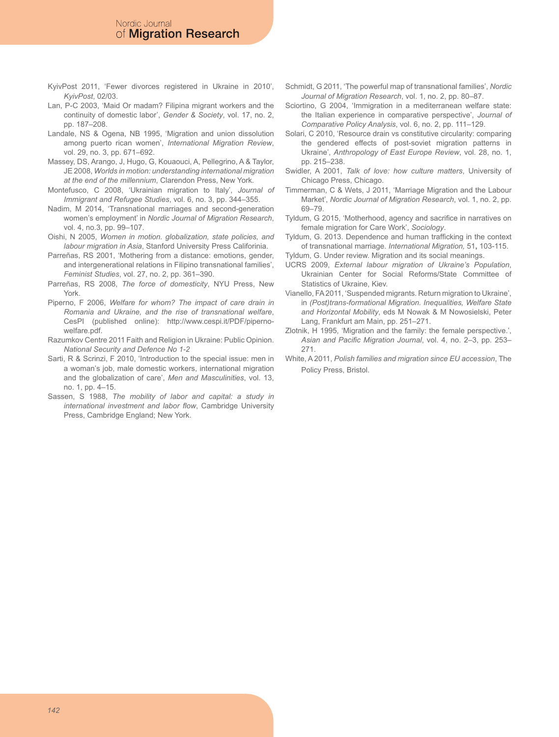KyivPost 2011, 'Fewer divorces registered in Ukraine in 2010', *KyivPost*, 02/03.

Lan, P-C 2003, 'Maid Or madam? Filipina migrant workers and the continuity of domestic labor', *Gender & Society*, vol. 17, no. 2, pp. 187–208.

Landale, NS & Ogena, NB 1995, 'Migration and union dissolution among puerto rican women', *International Migration Review*, vol. 29, no. 3, pp. 671–692.

Massey, DS, Arango, J, Hugo, G, Kouaouci, A, Pellegrino, A & Taylor, JE 2008, *Worlds in motion: understanding international migration at the end of the millennium*, Clarendon Press, New York.

Montefusco, C 2008, 'Ukrainian migration to Italy', *Journal of Immigrant and Refugee Studies*, vol. 6, no. 3, pp. 344–355.

Nadim, M 2014, 'Transnational marriages and second-generation women's employment' in *Nordic Journal of Migration Research*, vol. 4, no.3, pp. 99–107.

Oishi, N 2005, *Women in motion. globalization, state policies, and labour migration in Asia*, Stanford University Press Califorinia.

Parreñas, RS 2001, 'Mothering from a distance: emotions, gender, and intergenerational relations in Filipino transnational families', *Feminist Studies*, vol. 27, no. 2, pp. 361–390.

Parreñas, RS 2008, *The force of domesticity*, NYU Press, New York.

Piperno, F 2006, *Welfare for whom? The impact of care drain in Romania and Ukraine, and the rise of transnational welfare*, CesPI (published online): http://www.cespi.it/PDF/piperno-welfare.pdf.

Razumkov Centre 2011 Faith and Religion in Ukraine: Public Opinion. *National Security and Defence No 1-2*

Sarti, R & Scrinzi, F 2010, 'Introduction to the special issue: men in a woman's job, male domestic workers, international migration and the globalization of care', *Men and Masculinities*, vol. 13, no. 1, pp. 4–15.

Sassen, S 1988, *The mobility of labor and capital: a study in international investment and labor flow*, Cambridge University Press, Cambridge England; New York.

Schmidt, G 2011, 'The powerful map of transnational families', *Nordic Journal of Migration Research*, vol. 1, no. 2, pp. 80–87.

Sciortino, G 2004, 'Immigration in a mediterranean welfare state: the Italian experience in comparative perspective', *Journal of Comparative Policy Analysis*, vol. 6, no. 2, pp. 111–129.

Solari, C 2010, 'Resource drain vs constitutive circularity: comparing the gendered effects of post-soviet migration patterns in Ukraine', *Anthropology of East Europe Review*, vol. 28, no. 1, pp. 215–238.

Swidler, A 2001, *Talk of love: how culture matters*, University of Chicago Press, Chicago.

Timmerman, C & Wets, J 2011, 'Marriage Migration and the Labour Market', *Nordic Journal of Migration Research*, vol. 1, no. 2, pp. 69–79.

Tyldum, G 2015, 'Motherhood, agency and sacrifice in narratives on female migration for Care Work', *Sociology*.

Tyldum, G. 2013. Dependence and human trafficking in the context of transnational marriage. *International Migration,* 51**,** 103-115.

Tyldum, G. Under review. Migration and its social meanings.

UCRS 2009, *External labour migration of Ukraine's Population*, Ukrainian Center for Social Reforms/State Committee of Statistics of Ukraine, Kiev.

Vianello, FA 2011, 'Suspended migrants. Return migration to Ukraine', in *(Post)trans-formational Migration. Inequalities, Welfare State and Horizontal Mobility*, eds M Nowak & M Nowosielski, Peter Lang, Frankfurt am Main, pp. 251–271.

Zlotnik, H 1995, 'Migration and the family: the female perspective.', *Asian and Pacific Migration Journal*, vol. 4, no. 2–3, pp. 253–271.

White, A 2011, *Polish families and migration since EU accession*, The Policy Press, Bristol.